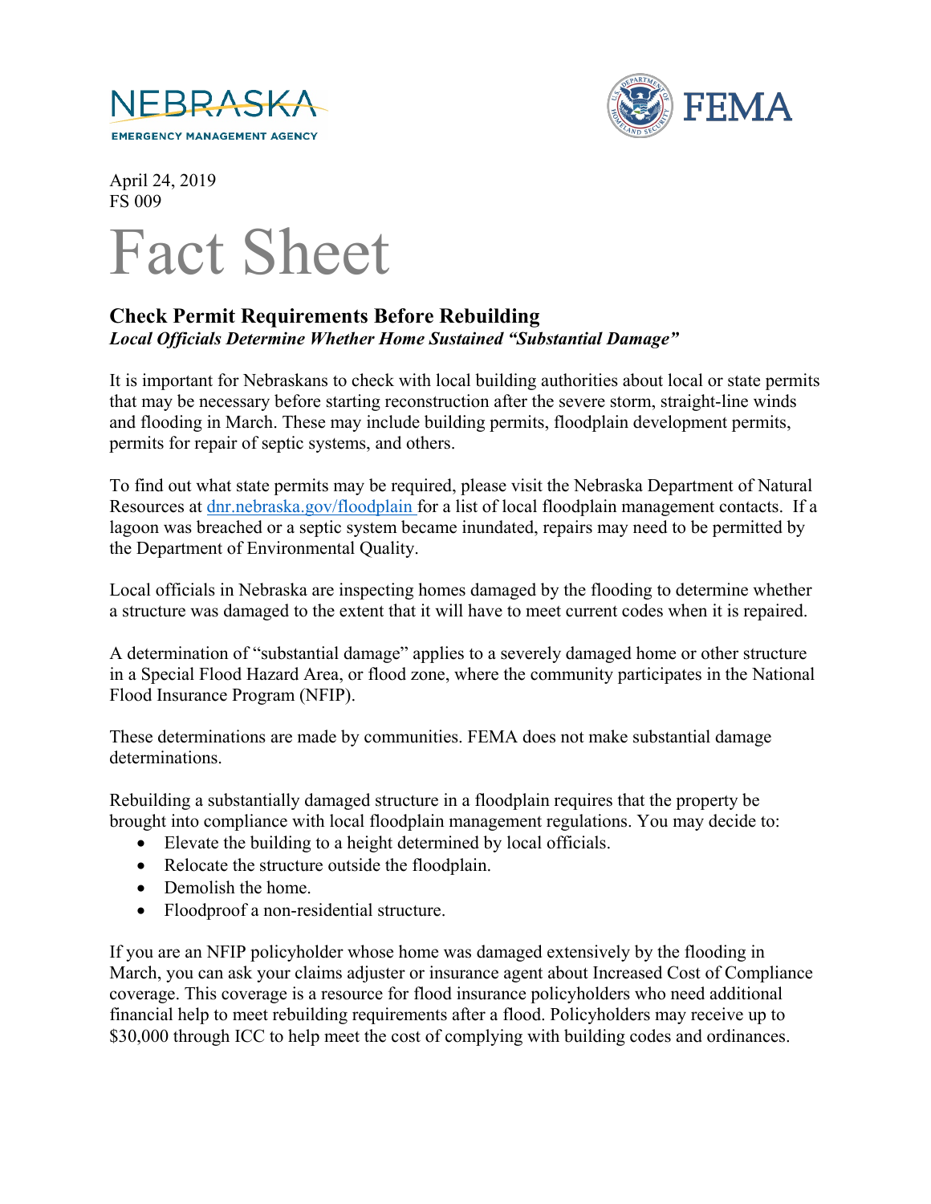NEBRASKA
EMERGENCY MANAGEMENT AGENCY

FEMA

April 24, 2019
FS 009

# Fact Sheet

## Check Permit Requirements Before Rebuilding

***Local Officials Determine Whether Home Sustained "Substantial Damage"***

It is important for Nebraskans to check with local building authorities about local or state permits that may be necessary before starting reconstruction after the severe storm, straight-line winds and flooding in March. These may include building permits, floodplain development permits, permits for repair of septic systems, and others.

To find out what state permits may be required, please visit the Nebraska Department of Natural Resources at [dnr.nebraska.gov/floodplain](dnr.nebraska.gov/floodplain) for a list of local floodplain management contacts. If a lagoon was breached or a septic system became inundated, repairs may need to be permitted by the Department of Environmental Quality.

Local officials in Nebraska are inspecting homes damaged by the flooding to determine whether a structure was damaged to the extent that it will have to meet current codes when it is repaired.

A determination of "substantial damage" applies to a severely damaged home or other structure in a Special Flood Hazard Area, or flood zone, where the community participates in the National Flood Insurance Program (NFIP).

These determinations are made by communities. FEMA does not make substantial damage determinations.

Rebuilding a substantially damaged structure in a floodplain requires that the property be brought into compliance with local floodplain management regulations. You may decide to:

- Elevate the building to a height determined by local officials.
- Relocate the structure outside the floodplain.
- Demolish the home.
- Floodproof a non-residential structure.

If you are an NFIP policyholder whose home was damaged extensively by the flooding in March, you can ask your claims adjuster or insurance agent about Increased Cost of Compliance coverage. This coverage is a resource for flood insurance policyholders who need additional financial help to meet rebuilding requirements after a flood. Policyholders may receive up to $30,000 through ICC to help meet the cost of complying with building codes and ordinances.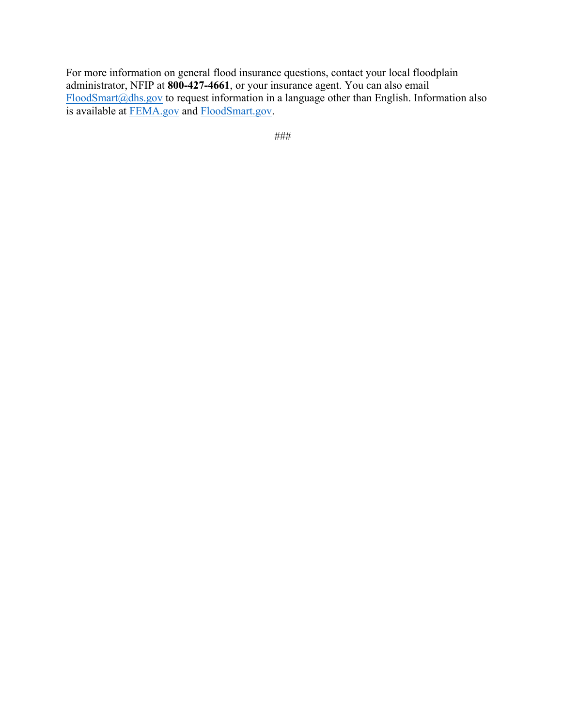For more information on general flood insurance questions, contact your local floodplain administrator, NFIP at **800-427-4661**, or your insurance agent. You can also email [FloodSmart@dhs.gov](mailto:FloodSmart@dhs.gov) to request information in a language other than English. Information also is available at [FEMA.gov](https://www.fema.gov) and [FloodSmart.gov](https://www.floodsmart.gov).

###